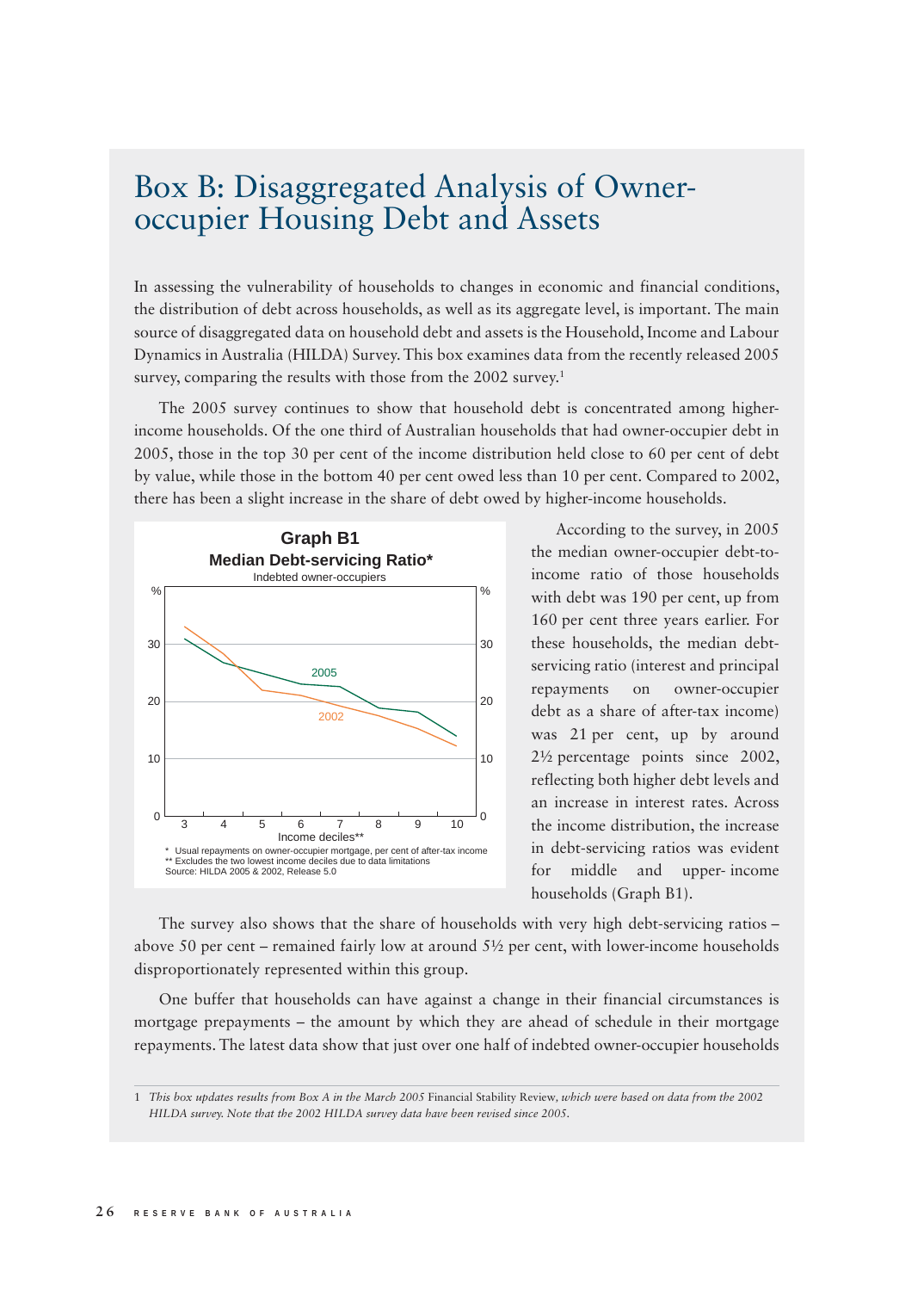# Box B: Disaggregated Analysis of Owner-occupier Housing Debt and Assets

In assessing the vulnerability of households to changes in economic and financial conditions, the distribution of debt across households, as well as its aggregate level, is important. The main source of disaggregated data on household debt and assets is the Household, Income and Labour Dynamics in Australia (HILDA) Survey. This box examines data from the recently released 2005 survey, comparing the results with those from the 2002 survey.[1]

The 2005 survey continues to show that household debt is concentrated among higher-income households. Of the one third of Australian households that had owner-occupier debt in 2005, those in the top 30 per cent of the income distribution held close to 60 per cent of debt by value, while those in the bottom 40 per cent owed less than 10 per cent. Compared to 2002, there has been a slight increase in the share of debt owed by higher-income households.

**Graph B1**
**Median Debt-servicing Ratio***
Indebted owner-occupiers

\* Usual repayments on owner-occupier mortgage, per cent of after-tax income
\*\* Excludes the two lowest income deciles due to data limitations
Source: HILDA 2005 & 2002, Release 5.0

According to the survey, in 2005 the median owner-occupier debt-to-income ratio of those households with debt was 190 per cent, up from 160 per cent three years earlier. For these households, the median debt-servicing ratio (interest and principal repayments on owner-occupier debt as a share of after-tax income) was 21 per cent, up by around 2½ percentage points since 2002, reflecting both higher debt levels and an increase in interest rates. Across the income distribution, the increase in debt-servicing ratios was evident for middle and upper- income households (Graph B1).

The survey also shows that the share of households with very high debt-servicing ratios – above 50 per cent – remained fairly low at around 5½ per cent, with lower-income households disproportionately represented within this group.

One buffer that households can have against a change in their financial circumstances is mortgage prepayments – the amount by which they are ahead of schedule in their mortgage repayments. The latest data show that just over one half of indebted owner-occupier households

---

1 *This box updates results from Box A in the March 2005* Financial Stability Review, *which were based on data from the 2002 HILDA survey. Note that the 2002 HILDA survey data have been revised since 2005.*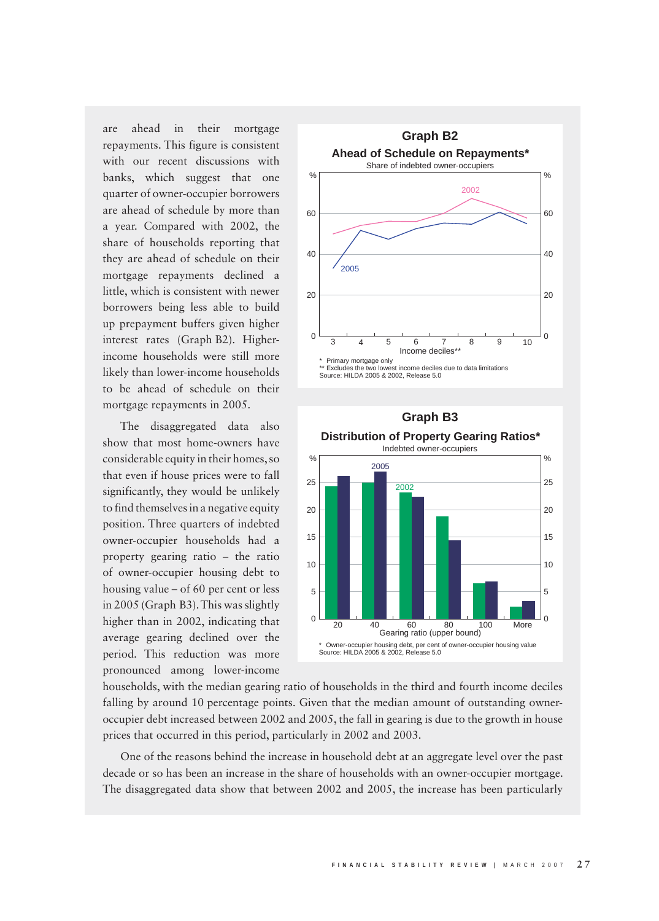are ahead in their mortgage repayments. This figure is consistent with our recent discussions with banks, which suggest that one quarter of owner-occupier borrowers are ahead of schedule by more than a year. Compared with 2002, the share of households reporting that they are ahead of schedule on their mortgage repayments declined a little, which is consistent with newer borrowers being less able to build up prepayment buffers given higher interest rates (Graph B2). Higher-income households were still more likely than lower-income households to be ahead of schedule on their mortgage repayments in 2005.

**Graph B2**

**Ahead of Schedule on Repayments***

Share of indebted owner-occupiers

\* Primary mortgage only

\*\* Excludes the two lowest income deciles due to data limitations

Source: HILDA 2005 & 2002, Release 5.0

The disaggregated data also show that most home-owners have considerable equity in their homes, so that even if house prices were to fall significantly, they would be unlikely to find themselves in a negative equity position. Three quarters of indebted owner-occupier households had a property gearing ratio – the ratio of owner-occupier housing debt to housing value – of 60 per cent or less in 2005 (Graph B3). This was slightly higher than in 2002, indicating that average gearing declined over the period. This reduction was more pronounced among lower-income households, with the median gearing ratio of households in the third and fourth income deciles falling by around 10 percentage points. Given that the median amount of outstanding owner-occupier debt increased between 2002 and 2005, the fall in gearing is due to the growth in house prices that occurred in this period, particularly in 2002 and 2003.

**Graph B3**

**Distribution of Property Gearing Ratios***

Indebted owner-occupiers

\* Owner-occupier housing debt, per cent of owner-occupier housing value

Source: HILDA 2005 & 2002, Release 5.0

One of the reasons behind the increase in household debt at an aggregate level over the past decade or so has been an increase in the share of households with an owner-occupier mortgage. The disaggregated data show that between 2002 and 2005, the increase has been particularly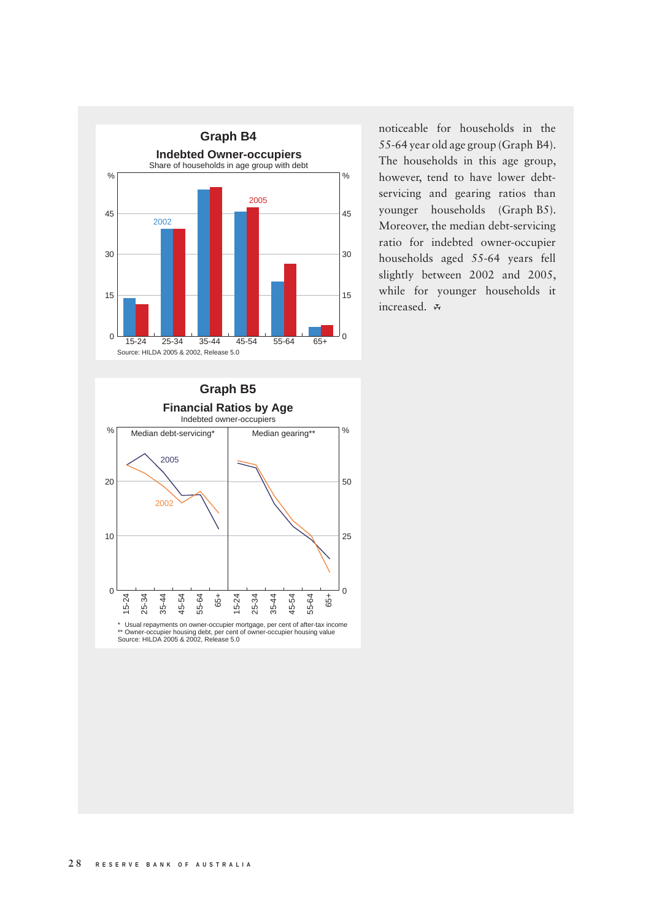## Graph B4

### Indebted Owner-occupiers

Share of households in age group with debt

%

45

30

15

0

2002

2005

15-24 25-34 35-44 45-54 55-64 65+

Source: HILDA 2005 & 2002, Release 5.0

## Graph B5

### Financial Ratios by Age

Indebted owner-occupiers

Median debt-servicing*

Median gearing**

%

20

10

0

50

25

2005

2002

15-24 25-34 35-44 45-54 55-64 65+ 15-24 25-34 35-44 45-54 55-64 65+

\* Usual repayments on owner-occupier mortgage, per cent of after-tax income

\*\* Owner-occupier housing debt, per cent of owner-occupier housing value

Source: HILDA 2005 & 2002, Release 5.0

noticeable for households in the 55-64 year old age group (Graph B4). The households in this age group, however, tend to have lower debt-servicing and gearing ratios than younger households (Graph B5). Moreover, the median debt-servicing ratio for indebted owner-occupier households aged 55-64 years fell slightly between 2002 and 2005, while for younger households it increased. ✣